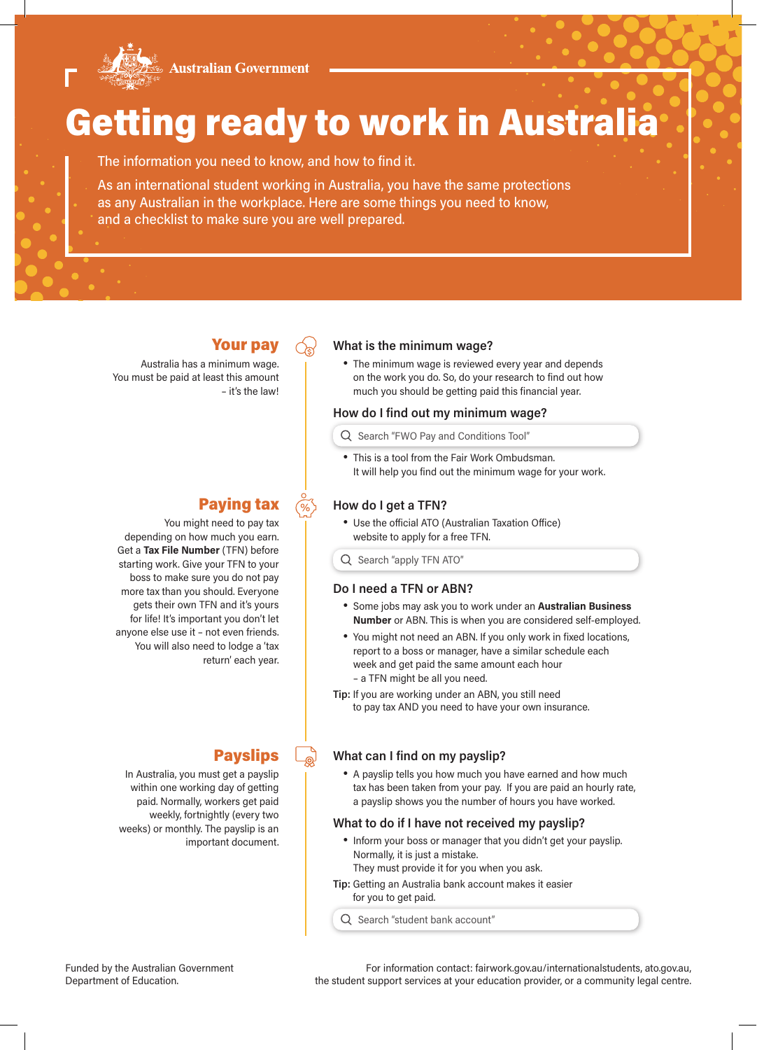Australian Government

# Getting ready to work in Australia

The information you need to know, and how to find it.

As an international student working in Australia, you have the same protections as any Australian in the workplace. Here are some things you need to know, and a checklist to make sure you are well prepared.

## Your pay

Australia has a minimum wage. You must be paid at least this amount – it's the law!

### What is the minimum wage?

- The minimum wage is reviewed every year and depends on the work you do. So, do your research to find out how much you should be getting paid this financial year.

### How do I find out my minimum wage?

Search "FWO Pay and Conditions Tool"

- This is a tool from the Fair Work Ombudsman. It will help you find out the minimum wage for your work.

## Paying tax

You might need to pay tax depending on how much you earn. Get a **Tax File Number** (TFN) before starting work. Give your TFN to your boss to make sure you do not pay more tax than you should. Everyone gets their own TFN and it's yours for life! It's important you don't let anyone else use it – not even friends. You will also need to lodge a 'tax return' each year.

### How do I get a TFN?

- Use the official ATO (Australian Taxation Office) website to apply for a free TFN.

Search "apply TFN ATO"

### Do I need a TFN or ABN?

- Some jobs may ask you to work under an **Australian Business Number** or ABN. This is when you are considered self-employed.
- You might not need an ABN. If you only work in fixed locations, report to a boss or manager, have a similar schedule each week and get paid the same amount each hour – a TFN might be all you need.

**Tip:** If you are working under an ABN, you still need to pay tax AND you need to have your own insurance.

## Payslips

In Australia, you must get a payslip within one working day of getting paid. Normally, workers get paid weekly, fortnightly (every two weeks) or monthly. The payslip is an important document.

### What can I find on my payslip?

- A payslip tells you how much you have earned and how much tax has been taken from your pay. If you are paid an hourly rate, a payslip shows you the number of hours you have worked.

### What to do if I have not received my payslip?

- Inform your boss or manager that you didn't get your payslip. Normally, it is just a mistake. They must provide it for you when you ask.

**Tip:** Getting an Australia bank account makes it easier for you to get paid.

Search "student bank account"

Funded by the Australian Government Department of Education.

For information contact: fairwork.gov.au/internationalstudents, ato.gov.au, the student support services at your education provider, or a community legal centre.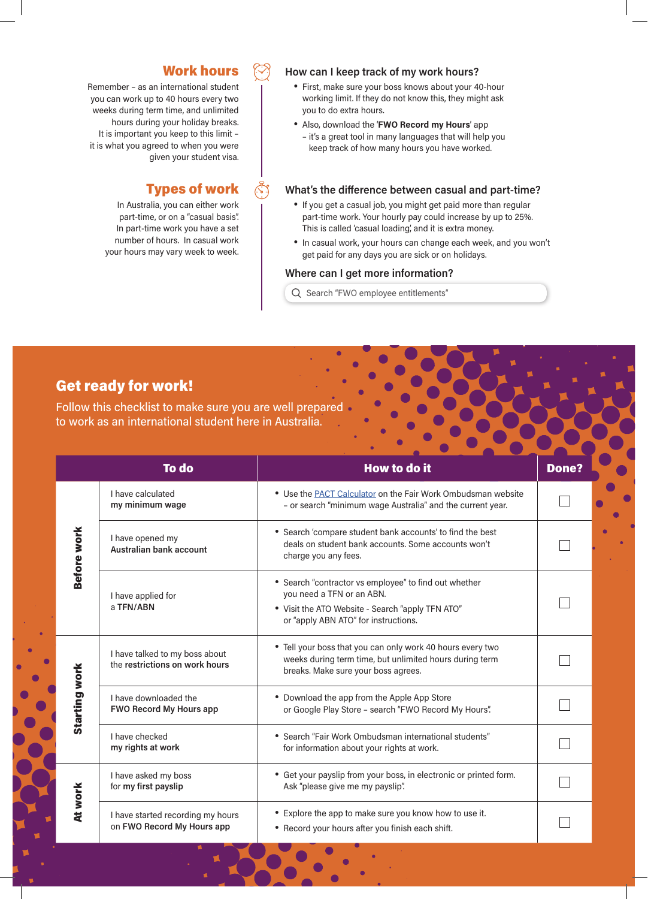## Work hours

Remember – as an international student you can work up to 40 hours every two weeks during term time, and unlimited hours during your holiday breaks. It is important you keep to this limit – it is what you agreed to when you were given your student visa.

### How can I keep track of my work hours?

- First, make sure your boss knows about your 40-hour working limit. If they do not know this, they might ask you to do extra hours.
- Also, download the '**FWO Record my Hours**' app – it's a great tool in many languages that will help you keep track of how many hours you have worked.

## Types of work

In Australia, you can either work part-time, or on a "casual basis". In part-time work you have a set number of hours. In casual work your hours may vary week to week.

### What's the difference between casual and part-time?

- If you get a casual job, you might get paid more than regular part-time work. Your hourly pay could increase by up to 25%. This is called 'casual loading,' and it is extra money.
- In casual work, your hours can change each week, and you won't get paid for any days you are sick or on holidays.

### Where can I get more information?

Search "FWO employee entitlements"

## Get ready for work!

Follow this checklist to make sure you are well prepared to work as an international student here in Australia.

| | To do | How to do it | Done? |
|---|---|---|---|
| **Before work** | I have calculated **my minimum wage** | • Use the PACT Calculator on the Fair Work Ombudsman website – or search "minimum wage Australia" and the current year. | ☐ |
| | I have opened my **Australian bank account** | • Search 'compare student bank accounts' to find the best deals on student bank accounts. Some accounts won't charge you any fees. | ☐ |
| | I have applied for a **TFN/ABN** | • Search "contractor vs employee" to find out whether you need a TFN or an ABN.<br>• Visit the ATO Website - Search "apply TFN ATO" or "apply ABN ATO" for instructions. | ☐ |
| **Starting work** | I have talked to my boss about the **restrictions on work hours** | • Tell your boss that you can only work 40 hours every two weeks during term time, but unlimited hours during term breaks. Make sure your boss agrees. | ☐ |
| | I have downloaded the **FWO Record My Hours app** | • Download the app from the Apple App Store or Google Play Store – search "FWO Record My Hours". | ☐ |
| | I have checked **my rights at work** | • Search "Fair Work Ombudsman international students" for information about your rights at work. | ☐ |
| **At work** | I have asked my boss **for my first payslip** | • Get your payslip from your boss, in electronic or printed form. Ask "please give me my payslip". | ☐ |
| | I have started recording my hours on **FWO Record My Hours app** | • Explore the app to make sure you know how to use it.<br>• Record your hours after you finish each shift. | ☐ |